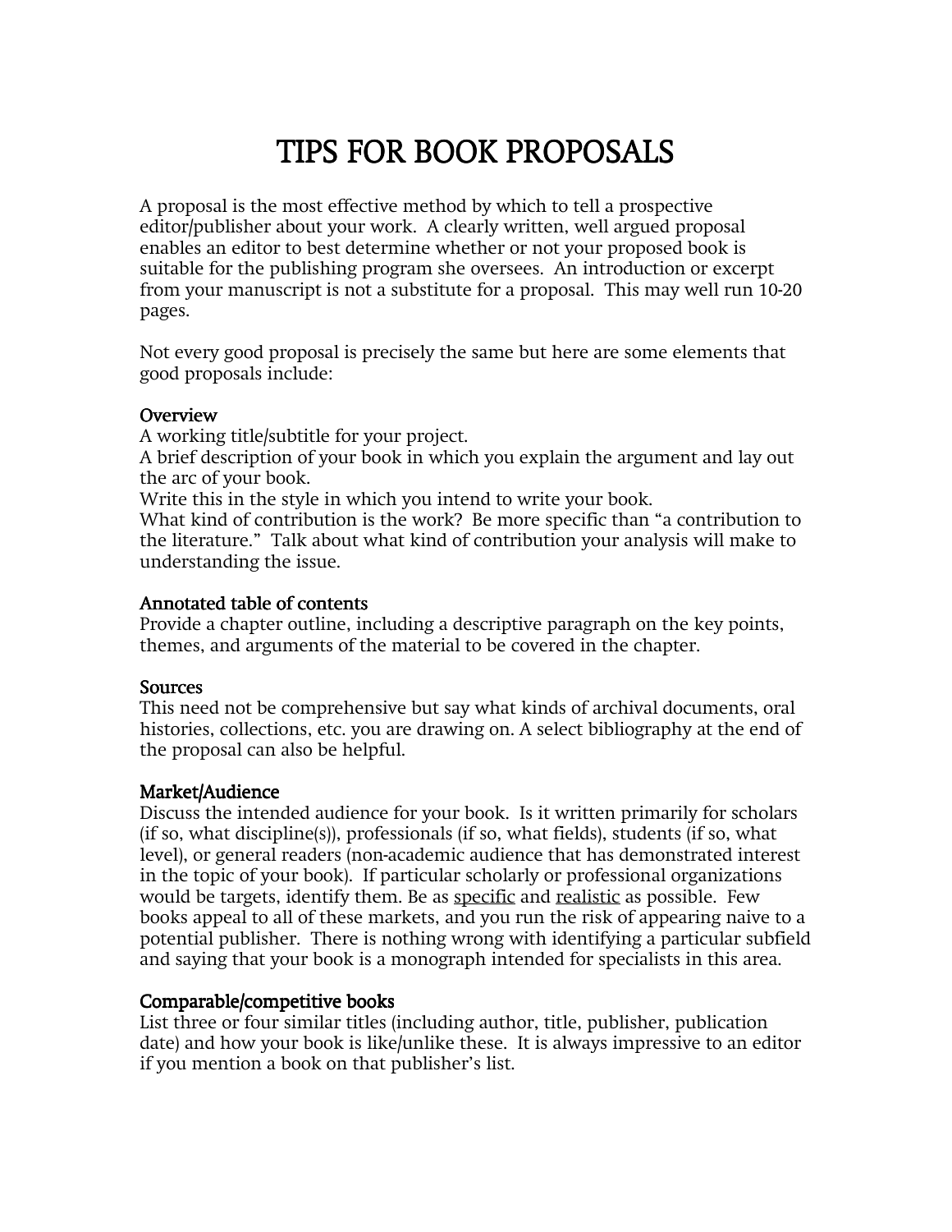# TIPS FOR BOOK PROPOSALS

A proposal is the most effective method by which to tell a prospective editor/publisher about your work. A clearly written, well argued proposal enables an editor to best determine whether or not your proposed book is suitable for the publishing program she oversees. An introduction or excerpt from your manuscript is not a substitute for a proposal. This may well run 10-20 pages.

Not every good proposal is precisely the same but here are some elements that good proposals include:

## Overview

A working title/subtitle for your project.
A brief description of your book in which you explain the argument and lay out the arc of your book.
Write this in the style in which you intend to write your book.
What kind of contribution is the work? Be more specific than "a contribution to the literature." Talk about what kind of contribution your analysis will make to understanding the issue.

## Annotated table of contents

Provide a chapter outline, including a descriptive paragraph on the key points, themes, and arguments of the material to be covered in the chapter.

## Sources

This need not be comprehensive but say what kinds of archival documents, oral histories, collections, etc. you are drawing on. A select bibliography at the end of the proposal can also be helpful.

## Market/Audience

Discuss the intended audience for your book. Is it written primarily for scholars (if so, what discipline(s)), professionals (if so, what fields), students (if so, what level), or general readers (non-academic audience that has demonstrated interest in the topic of your book). If particular scholarly or professional organizations would be targets, identify them. Be as <u>specific</u> and <u>realistic</u> as possible. Few books appeal to all of these markets, and you run the risk of appearing naive to a potential publisher. There is nothing wrong with identifying a particular subfield and saying that your book is a monograph intended for specialists in this area.

## Comparable/competitive books

List three or four similar titles (including author, title, publisher, publication date) and how your book is like/unlike these. It is always impressive to an editor if you mention a book on that publisher's list.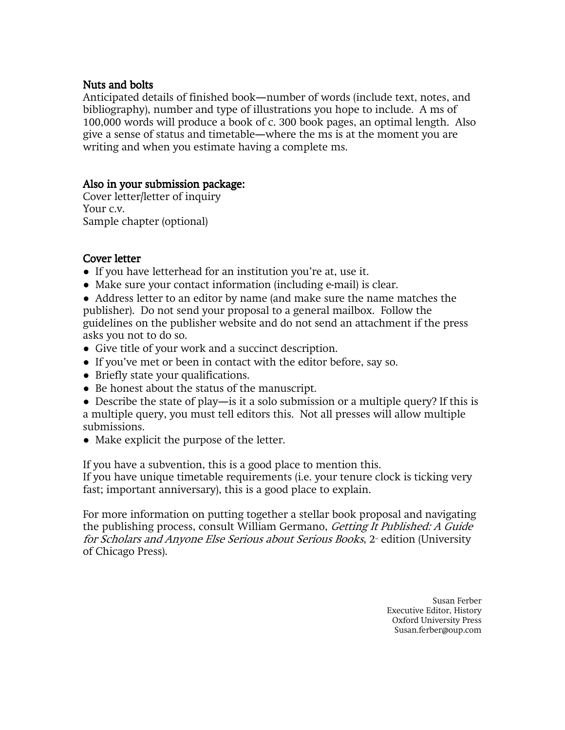### Nuts and bolts

Anticipated details of finished book—number of words (include text, notes, and bibliography), number and type of illustrations you hope to include. A ms of 100,000 words will produce a book of c. 300 book pages, an optimal length. Also give a sense of status and timetable—where the ms is at the moment you are writing and when you estimate having a complete ms.

### Also in your submission package:

Cover letter/letter of inquiry
Your c.v.
Sample chapter (optional)

### Cover letter

- If you have letterhead for an institution you're at, use it.
- Make sure your contact information (including e-mail) is clear.
- Address letter to an editor by name (and make sure the name matches the publisher). Do not send your proposal to a general mailbox. Follow the guidelines on the publisher website and do not send an attachment if the press asks you not to do so.
- Give title of your work and a succinct description.
- If you've met or been in contact with the editor before, say so.
- Briefly state your qualifications.
- Be honest about the status of the manuscript.
- Describe the state of play—is it a solo submission or a multiple query? If this is a multiple query, you must tell editors this. Not all presses will allow multiple submissions.
- Make explicit the purpose of the letter.

If you have a subvention, this is a good place to mention this.
If you have unique timetable requirements (i.e. your tenure clock is ticking very fast; important anniversary), this is a good place to explain.

For more information on putting together a stellar book proposal and navigating the publishing process, consult William Germano, *Getting It Published: A Guide for Scholars and Anyone Else Serious about Serious Books*, 2nd edition (University of Chicago Press).

Susan Ferber
Executive Editor, History
Oxford University Press
Susan.ferber@oup.com